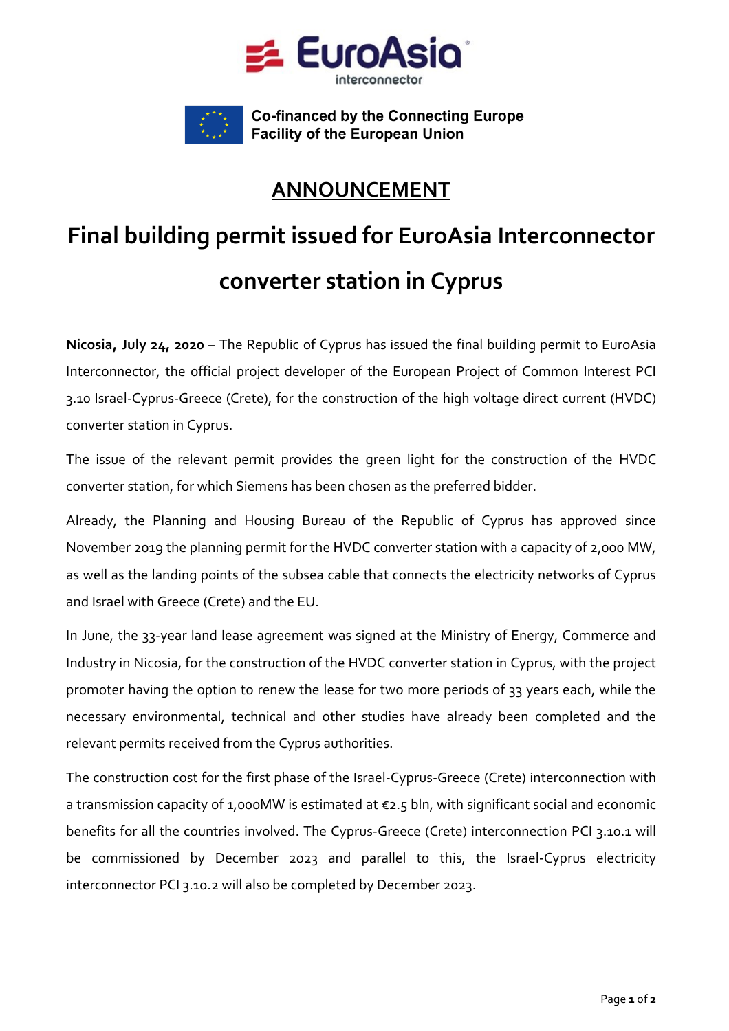EuroAsia interconnector

Co-financed by the Connecting Europe Facility of the European Union

## ANNOUNCEMENT

# Final building permit issued for EuroAsia Interconnector converter station in Cyprus

**Nicosia, July 24, 2020** – The Republic of Cyprus has issued the final building permit to EuroAsia Interconnector, the official project developer of the European Project of Common Interest PCI 3.10 Israel-Cyprus-Greece (Crete), for the construction of the high voltage direct current (HVDC) converter station in Cyprus.

The issue of the relevant permit provides the green light for the construction of the HVDC converter station, for which Siemens has been chosen as the preferred bidder.

Already, the Planning and Housing Bureau of the Republic of Cyprus has approved since November 2019 the planning permit for the HVDC converter station with a capacity of 2,000 MW, as well as the landing points of the subsea cable that connects the electricity networks of Cyprus and Israel with Greece (Crete) and the EU.

In June, the 33-year land lease agreement was signed at the Ministry of Energy, Commerce and Industry in Nicosia, for the construction of the HVDC converter station in Cyprus, with the project promoter having the option to renew the lease for two more periods of 33 years each, while the necessary environmental, technical and other studies have already been completed and the relevant permits received from the Cyprus authorities.

The construction cost for the first phase of the Israel-Cyprus-Greece (Crete) interconnection with a transmission capacity of 1,000MW is estimated at €2.5 bln, with significant social and economic benefits for all the countries involved. The Cyprus-Greece (Crete) interconnection PCI 3.10.1 will be commissioned by December 2023 and parallel to this, the Israel-Cyprus electricity interconnector PCI 3.10.2 will also be completed by December 2023.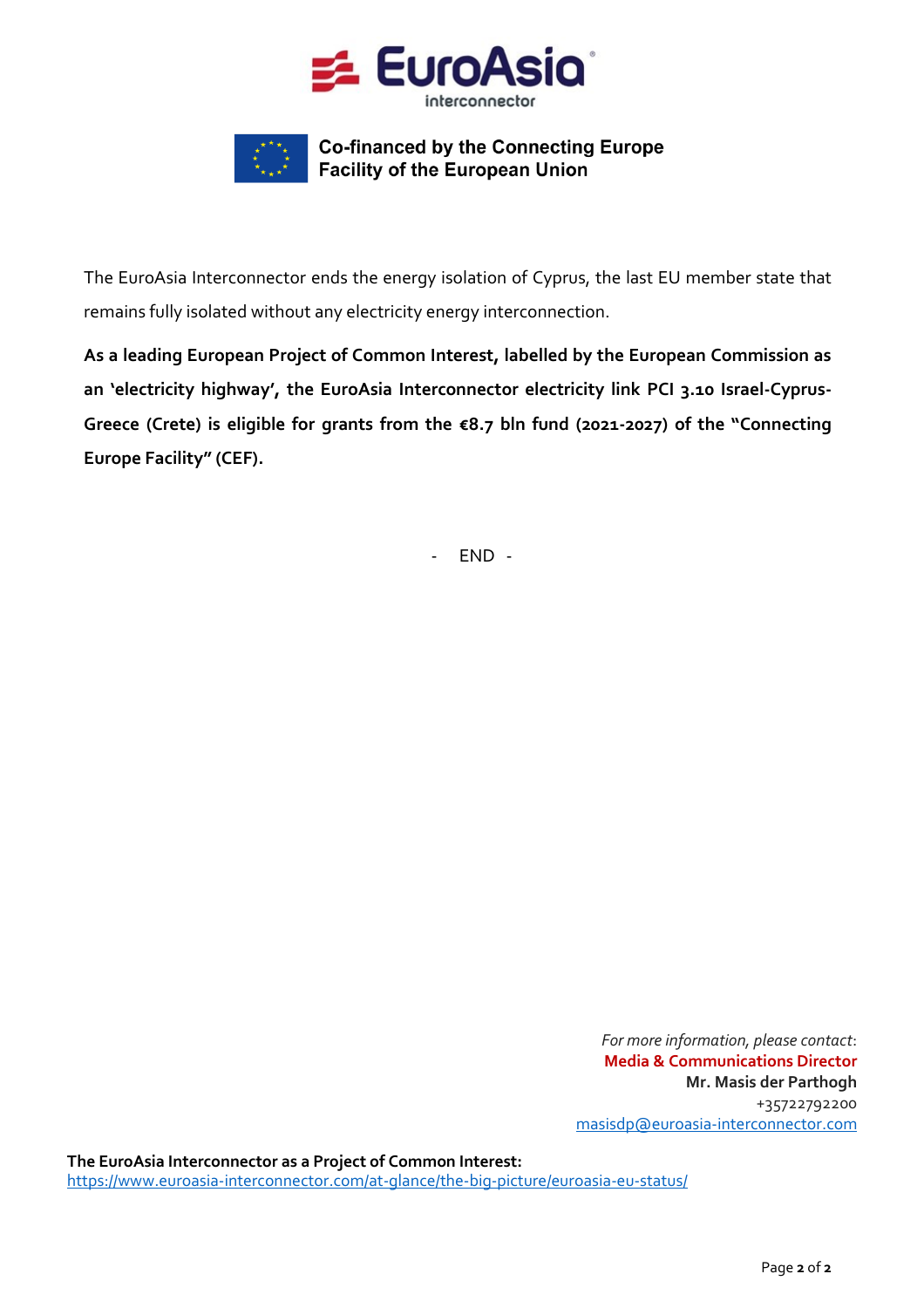Co-financed by the Connecting Europe Facility of the European Union

The EuroAsia Interconnector ends the energy isolation of Cyprus, the last EU member state that remains fully isolated without any electricity energy interconnection.

**As a leading European Project of Common Interest, labelled by the European Commission as an 'electricity highway', the EuroAsia Interconnector electricity link PCI 3.10 Israel-Cyprus-Greece (Crete) is eligible for grants from the €8.7 bln fund (2021-2027) of the "Connecting Europe Facility" (CEF).**

\- END -

*For more information, please contact*:
**Media & Communications Director**
**Mr. Masis der Parthogh**
+35722792200
masisdp@euroasia-interconnector.com

**The EuroAsia Interconnector as a Project of Common Interest:**
https://www.euroasia-interconnector.com/at-glance/the-big-picture/euroasia-eu-status/